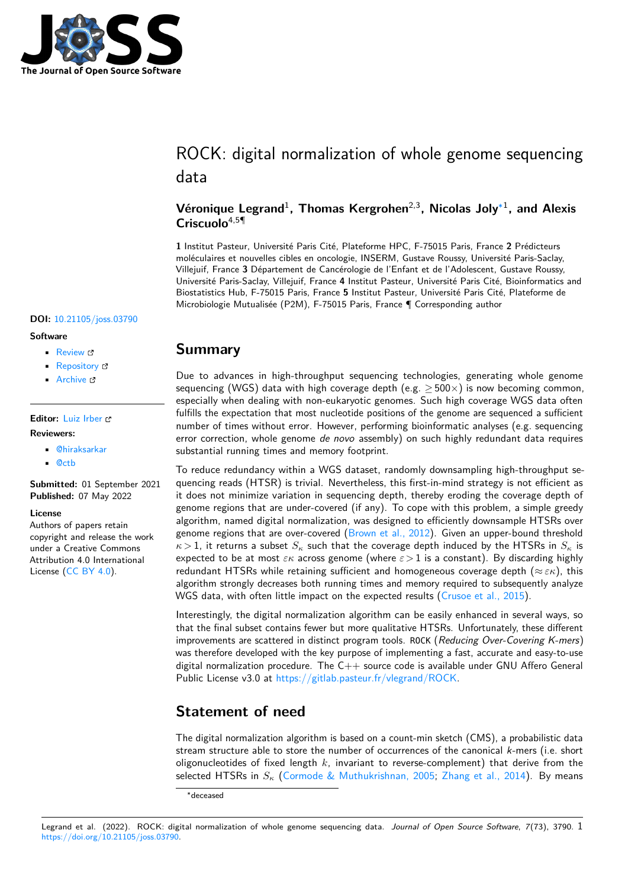# ROCK: digital normalization of whole genome sequencing data

**Véronique Legrand**[1], **Thomas Kergrohen**[2,3], **Nicolas Joly**[*1], **and Alexis Criscuolo**[4,5¶]

**1** Institut Pasteur, Université Paris Cité, Plateforme HPC, F-75015 Paris, France **2** Prédicteurs moléculaires et nouvelles cibles en oncologie, INSERM, Gustave Roussy, Université Paris-Saclay, Villejuif, France **3** Département de Cancérologie de l'Enfant et de l'Adolescent, Gustave Roussy, Université Paris-Saclay, Villejuif, France **4** Institut Pasteur, Université Paris Cité, Bioinformatics and Biostatistics Hub, F-75015 Paris, France **5** Institut Pasteur, Université Paris Cité, Plateforme de Microbiologie Mutualisée (P2M), F-75015 Paris, France ¶ Corresponding author

**DOI:** 10.21105/joss.03790

**Software**

- Review
- Repository
- Archive

**Editor:** Luiz Irber

**Reviewers:**

- @hiraksarkar
- @ctb

**Submitted:** 01 September 2021
**Published:** 07 May 2022

**License**
Authors of papers retain copyright and release the work under a Creative Commons Attribution 4.0 International License (CC BY 4.0).

## Summary

Due to advances in high-throughput sequencing technologies, generating whole genome sequencing (WGS) data with high coverage depth (e.g. $\geq 500\times$) is now becoming common, especially when dealing with non-eukaryotic genomes. Such high coverage WGS data often fulfills the expectation that most nucleotide positions of the genome are sequenced a sufficient number of times without error. However, performing bioinformatic analyses (e.g. sequencing error correction, whole genome *de novo* assembly) on such highly redundant data requires substantial running times and memory footprint.

To reduce redundancy within a WGS dataset, randomly downsampling high-throughput sequencing reads (HTSR) is trivial. Nevertheless, this first-in-mind strategy is not efficient as it does not minimize variation in sequencing depth, thereby eroding the coverage depth of genome regions that are under-covered (if any). To cope with this problem, a simple greedy algorithm, named digital normalization, was designed to efficiently downsample HTSRs over genome regions that are over-covered (Brown et al., 2012). Given an upper-bound threshold $\kappa > 1$, it returns a subset $S_\kappa$ such that the coverage depth induced by the HTSRs in $S_\kappa$ is expected to be at most $\varepsilon\kappa$ across genome (where $\varepsilon > 1$ is a constant). By discarding highly redundant HTSRs while retaining sufficient and homogeneous coverage depth ($\approx \varepsilon\kappa$), this algorithm strongly decreases both running times and memory required to subsequently analyze WGS data, with often little impact on the expected results (Crusoe et al., 2015).

Interestingly, the digital normalization algorithm can be easily enhanced in several ways, so that the final subset contains fewer but more qualitative HTSRs. Unfortunately, these different improvements are scattered in distinct program tools. `ROCK` (*Reducing Over-Covering K-mers*) was therefore developed with the key purpose of implementing a fast, accurate and easy-to-use digital normalization procedure. The C++ source code is available under GNU Affero General Public License v3.0 at https://gitlab.pasteur.fr/vlegrand/ROCK.

## Statement of need

The digital normalization algorithm is based on a count-min sketch (CMS), a probabilistic data stream structure able to store the number of occurrences of the canonical $k$-mers (i.e. short oligonucleotides of fixed length $k$, invariant to reverse-complement) that derive from the selected HTSRs in $S_\kappa$ (Cormode & Muthukrishnan, 2005; Zhang et al., 2014). By means

*deceased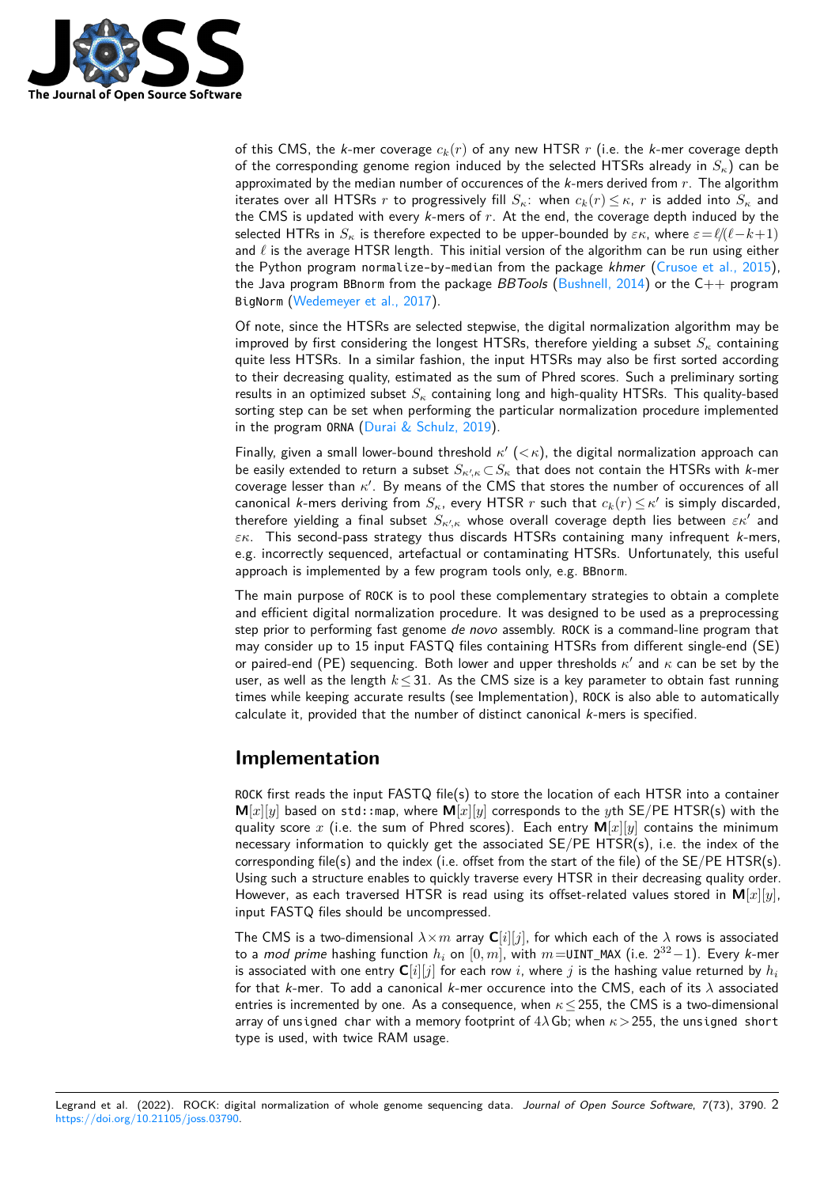of this CMS, the *k*-mer coverage $c_k(r)$ of any new HTSR $r$ (i.e. the *k*-mer coverage depth of the corresponding genome region induced by the selected HTSRs already in $S_\kappa$) can be approximated by the median number of occurences of the *k*-mers derived from $r$. The algorithm iterates over all HTSRs $r$ to progressively fill $S_\kappa$: when $c_k(r) \leq \kappa$, $r$ is added into $S_\kappa$ and the CMS is updated with every *k*-mers of $r$. At the end, the coverage depth induced by the selected HTRs in $S_\kappa$ is therefore expected to be upper-bounded by $\varepsilon\kappa$, where $\varepsilon = \ell/(\ell-k+1)$ and $\ell$ is the average HTSR length. This initial version of the algorithm can be run using either the Python program `normalize-by-median` from the package *khmer* (Crusoe et al., 2015), the Java program `BBnorm` from the package *BBTools* (Bushnell, 2014) or the C++ program `BigNorm` (Wedemeyer et al., 2017).

Of note, since the HTSRs are selected stepwise, the digital normalization algorithm may be improved by first considering the longest HTSRs, therefore yielding a subset $S_\kappa$ containing quite less HTSRs. In a similar fashion, the input HTSRs may also be first sorted according to their decreasing quality, estimated as the sum of Phred scores. Such a preliminary sorting results in an optimized subset $S_\kappa$ containing long and high-quality HTSRs. This quality-based sorting step can be set when performing the particular normalization procedure implemented in the program `ORNA` (Durai & Schulz, 2019).

Finally, given a small lower-bound threshold $\kappa'$ ($<\kappa$), the digital normalization approach can be easily extended to return a subset $S_{\kappa',\kappa} \subset S_\kappa$ that does not contain the HTSRs with *k*-mer coverage lesser than $\kappa'$. By means of the CMS that stores the number of occurences of all canonical *k*-mers deriving from $S_\kappa$, every HTSR $r$ such that $c_k(r) \leq \kappa'$ is simply discarded, therefore yielding a final subset $S_{\kappa',\kappa}$ whose overall coverage depth lies between $\varepsilon\kappa'$ and $\varepsilon\kappa$. This second-pass strategy thus discards HTSRs containing many infrequent *k*-mers, e.g. incorrectly sequenced, artefactual or contaminating HTSRs. Unfortunately, this useful approach is implemented by a few program tools only, e.g. `BBnorm`.

The main purpose of `ROCK` is to pool these complementary strategies to obtain a complete and efficient digital normalization procedure. It was designed to be used as a preprocessing step prior to performing fast genome *de novo* assembly. `ROCK` is a command-line program that may consider up to 15 input FASTQ files containing HTSRs from different single-end (SE) or paired-end (PE) sequencing. Both lower and upper thresholds $\kappa'$ and $\kappa$ can be set by the user, as well as the length $k \leq 31$. As the CMS size is a key parameter to obtain fast running times while keeping accurate results (see Implementation), `ROCK` is also able to automatically calculate it, provided that the number of distinct canonical *k*-mers is specified.

## Implementation

`ROCK` first reads the input FASTQ file(s) to store the location of each HTSR into a container $\mathbf{M}[x][y]$ based on `std::map`, where $\mathbf{M}[x][y]$ corresponds to the $y$th SE/PE HTSR(s) with the quality score $x$ (i.e. the sum of Phred scores). Each entry $\mathbf{M}[x][y]$ contains the minimum necessary information to quickly get the associated SE/PE HTSR(s), i.e. the index of the corresponding file(s) and the index (i.e. offset from the start of the file) of the SE/PE HTSR(s). Using such a structure enables to quickly traverse every HTSR in their decreasing quality order. However, as each traversed HTSR is read using its offset-related values stored in $\mathbf{M}[x][y]$, input FASTQ files should be uncompressed.

The CMS is a two-dimensional $\lambda \times m$ array $\mathbf{C}[i][j]$, for which each of the $\lambda$ rows is associated to a *mod prime* hashing function $h_i$ on $[0,m]$, with $m$=`UINT_MAX` (i.e. $2^{32}-1$). Every *k*-mer is associated with one entry $\mathbf{C}[i][j]$ for each row $i$, where $j$ is the hashing value returned by $h_i$ for that *k*-mer. To add a canonical *k*-mer occurence into the CMS, each of its $\lambda$ associated entries is incremented by one. As a consequence, when $\kappa \leq 255$, the CMS is a two-dimensional array of `unsigned char` with a memory footprint of $4\lambda$ Gb; when $\kappa > 255$, the `unsigned short` type is used, with twice RAM usage.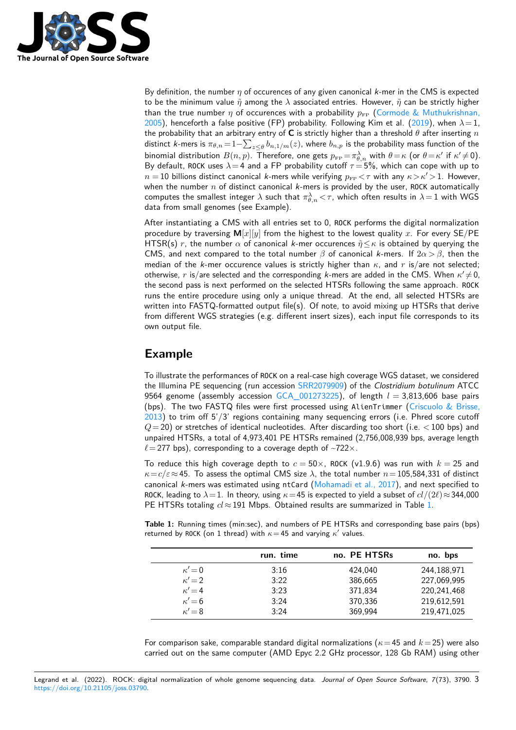By definition, the number $\eta$ of occurences of any given canonical $k$-mer in the CMS is expected to be the minimum value $\tilde{\eta}$ among the $\lambda$ associated entries. However, $\tilde{\eta}$ can be strictly higher than the true number $\eta$ of occurences with a probability $p_{\text{FP}}$ (Cormode & Muthukrishnan, 2005), henceforth a false positive (FP) probability. Following Kim et al. (2019), when $\lambda = 1$, the probability that an arbitrary entry of **C** is strictly higher than a threshold $\theta$ after inserting $n$ distinct $k$-mers is $\pi_{\theta,n} = 1 - \sum_{z \leq \theta} b_{n,1/m}(z)$, where $b_{n,p}$ is the probability mass function of the binomial distribution $B(n, p)$. Therefore, one gets $p_{\text{FP}} = \pi^{\lambda}_{\theta,n}$ with $\theta = \kappa$ (or $\theta = \kappa'$ if $\kappa' \neq 0$). By default, ROCK uses $\lambda = 4$ and a FP probability cutoff $\tau = 5\%$, which can cope with up to $n = 10$ billions distinct canonical $k$-mers while verifying $p_{\text{FP}} < \tau$ with any $\kappa > \kappa' > 1$. However, when the number $n$ of distinct canonical $k$-mers is provided by the user, ROCK automatically computes the smallest integer $\lambda$ such that $\pi^{\lambda}_{\theta,n} < \tau$, which often results in $\lambda = 1$ with WGS data from small genomes (see Example).

After instantiating a CMS with all entries set to 0, ROCK performs the digital normalization procedure by traversing $\mathbf{M}[x][y]$ from the highest to the lowest quality $x$. For every SE/PE HTSR(s) $r$, the number $\alpha$ of canonical $k$-mer occurences $\tilde{\eta} \leq \kappa$ is obtained by querying the CMS, and next compared to the total number $\beta$ of canonical $k$-mers. If $2\alpha > \beta$, then the median of the $k$-mer occurence values is strictly higher than $\kappa$, and $r$ is/are not selected; otherwise, $r$ is/are selected and the corresponding $k$-mers are added in the CMS. When $\kappa' \neq 0$, the second pass is next performed on the selected HTSRs following the same approach. ROCK runs the entire procedure using only a unique thread. At the end, all selected HTSRs are written into FASTQ-formatted output file(s). Of note, to avoid mixing up HTSRs that derive from different WGS strategies (e.g. different insert sizes), each input file corresponds to its own output file.

## Example

To illustrate the performances of ROCK on a real-case high coverage WGS dataset, we considered the Illumina PE sequencing (run accession SRR2079909) of the *Clostridium botulinum* ATCC 9564 genome (assembly accession GCA_001273225), of length $l$ = 3,813,606 base pairs (bps). The two FASTQ files were first processed using AlienTrimmer (Criscuolo & Brisse, 2013) to trim off 5'/3' regions containing many sequencing errors (i.e. Phred score cutoff $Q = 20$) or stretches of identical nucleotides. After discarding too short (i.e. $< 100$ bps) and unpaired HTSRs, a total of 4,973,401 PE HTSRs remained (2,756,008,939 bps, average length $\ell = 277$ bps), corresponding to a coverage depth of ~722×.

To reduce this high coverage depth to $c = 50\times$, ROCK (v1.9.6) was run with $k = 25$ and $\kappa = c/\varepsilon \approx 45$. To assess the optimal CMS size $\lambda$, the total number $n$ = 105,584,331 of distinct canonical $k$-mers was estimated using ntCard (Mohamadi et al., 2017), and next specified to ROCK, leading to $\lambda = 1$. In theory, using $\kappa = 45$ is expected to yield a subset of $cl/(2\ell) \approx 344{,}000$ PE HTSRs totaling $cl \approx 191$ Mbps. Obtained results are summarized in Table 1.

**Table 1:** Running times (min:sec), and numbers of PE HTSRs and corresponding base pairs (bps) returned by ROCK (on 1 thread) with $\kappa = 45$ and varying $\kappa'$ values.

| | run. time | no. PE HTSRs | no. bps |
|---|---|---|---|
| $\kappa' = 0$ | 3:16 | 424,040 | 244,188,971 |
| $\kappa' = 2$ | 3:22 | 386,665 | 227,069,995 |
| $\kappa' = 4$ | 3:23 | 371,834 | 220,241,468 |
| $\kappa' = 6$ | 3:24 | 370,336 | 219,612,591 |
| $\kappa' = 8$ | 3:24 | 369,994 | 219,471,025 |

For comparison sake, comparable standard digital normalizations ($\kappa = 45$ and $k = 25$) were also carried out on the same computer (AMD Epyc 2.2 GHz processor, 128 Gb RAM) using other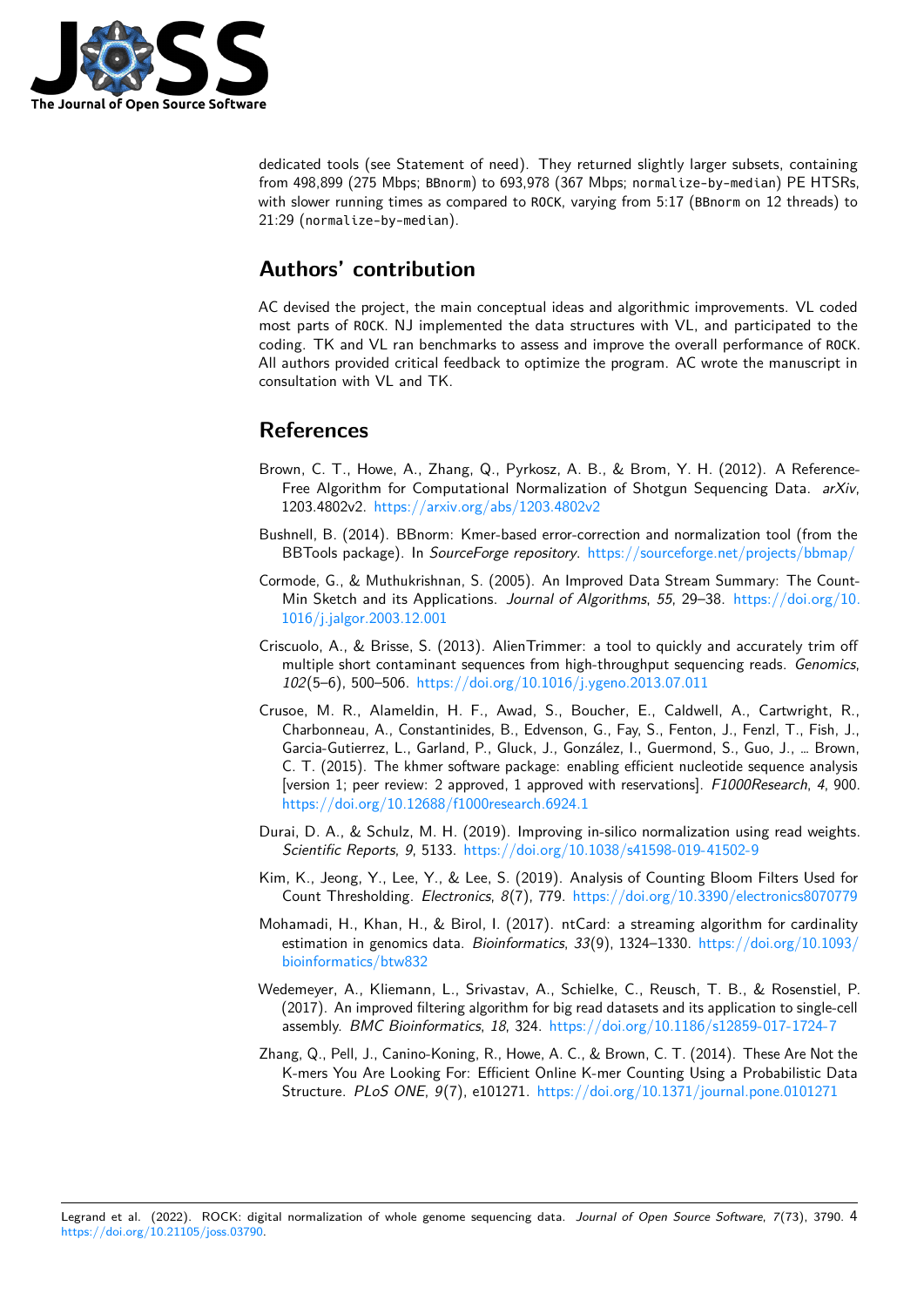dedicated tools (see Statement of need). They returned slightly larger subsets, containing from 498,899 (275 Mbps; `BBnorm`) to 693,978 (367 Mbps; `normalize-by-median`) PE HTSRs, with slower running times as compared to `ROCK`, varying from 5:17 (`BBnorm` on 12 threads) to 21:29 (`normalize-by-median`).

# Authors' contribution

AC devised the project, the main conceptual ideas and algorithmic improvements. VL coded most parts of `ROCK`. NJ implemented the data structures with VL, and participated to the coding. TK and VL ran benchmarks to assess and improve the overall performance of `ROCK`. All authors provided critical feedback to optimize the program. AC wrote the manuscript in consultation with VL and TK.

# References

Brown, C. T., Howe, A., Zhang, Q., Pyrkosz, A. B., & Brom, Y. H. (2012). A Reference-Free Algorithm for Computational Normalization of Shotgun Sequencing Data. *arXiv*, 1203.4802v2. https://arxiv.org/abs/1203.4802v2

Bushnell, B. (2014). BBnorm: Kmer-based error-correction and normalization tool (from the BBTools package). In *SourceForge repository*. https://sourceforge.net/projects/bbmap/

Cormode, G., & Muthukrishnan, S. (2005). An Improved Data Stream Summary: The Count-Min Sketch and its Applications. *Journal of Algorithms*, *55*, 29–38. https://doi.org/10.1016/j.jalgor.2003.12.001

Criscuolo, A., & Brisse, S. (2013). AlienTrimmer: a tool to quickly and accurately trim off multiple short contaminant sequences from high-throughput sequencing reads. *Genomics*, *102*(5–6), 500–506. https://doi.org/10.1016/j.ygeno.2013.07.011

Crusoe, M. R., Alameldin, H. F., Awad, S., Boucher, E., Caldwell, A., Cartwright, R., Charbonneau, A., Constantinides, B., Edvenson, G., Fay, S., Fenton, J., Fenzl, T., Fish, J., Garcia-Gutierrez, L., Garland, P., Gluck, J., González, I., Guermond, S., Guo, J., … Brown, C. T. (2015). The khmer software package: enabling efficient nucleotide sequence analysis [version 1; peer review: 2 approved, 1 approved with reservations]. *F1000Research*, *4*, 900. https://doi.org/10.12688/f1000research.6924.1

Durai, D. A., & Schulz, M. H. (2019). Improving in-silico normalization using read weights. *Scientific Reports*, *9*, 5133. https://doi.org/10.1038/s41598-019-41502-9

Kim, K., Jeong, Y., Lee, Y., & Lee, S. (2019). Analysis of Counting Bloom Filters Used for Count Thresholding. *Electronics*, *8*(7), 779. https://doi.org/10.3390/electronics8070779

Mohamadi, H., Khan, H., & Birol, I. (2017). ntCard: a streaming algorithm for cardinality estimation in genomics data. *Bioinformatics*, *33*(9), 1324–1330. https://doi.org/10.1093/bioinformatics/btw832

Wedemeyer, A., Kliemann, L., Srivastav, A., Schielke, C., Reusch, T. B., & Rosenstiel, P. (2017). An improved filtering algorithm for big read datasets and its application to single-cell assembly. *BMC Bioinformatics*, *18*, 324. https://doi.org/10.1186/s12859-017-1724-7

Zhang, Q., Pell, J., Canino-Koning, R., Howe, A. C., & Brown, C. T. (2014). These Are Not the K-mers You Are Looking For: Efficient Online K-mer Counting Using a Probabilistic Data Structure. *PLoS ONE*, *9*(7), e101271. https://doi.org/10.1371/journal.pone.0101271